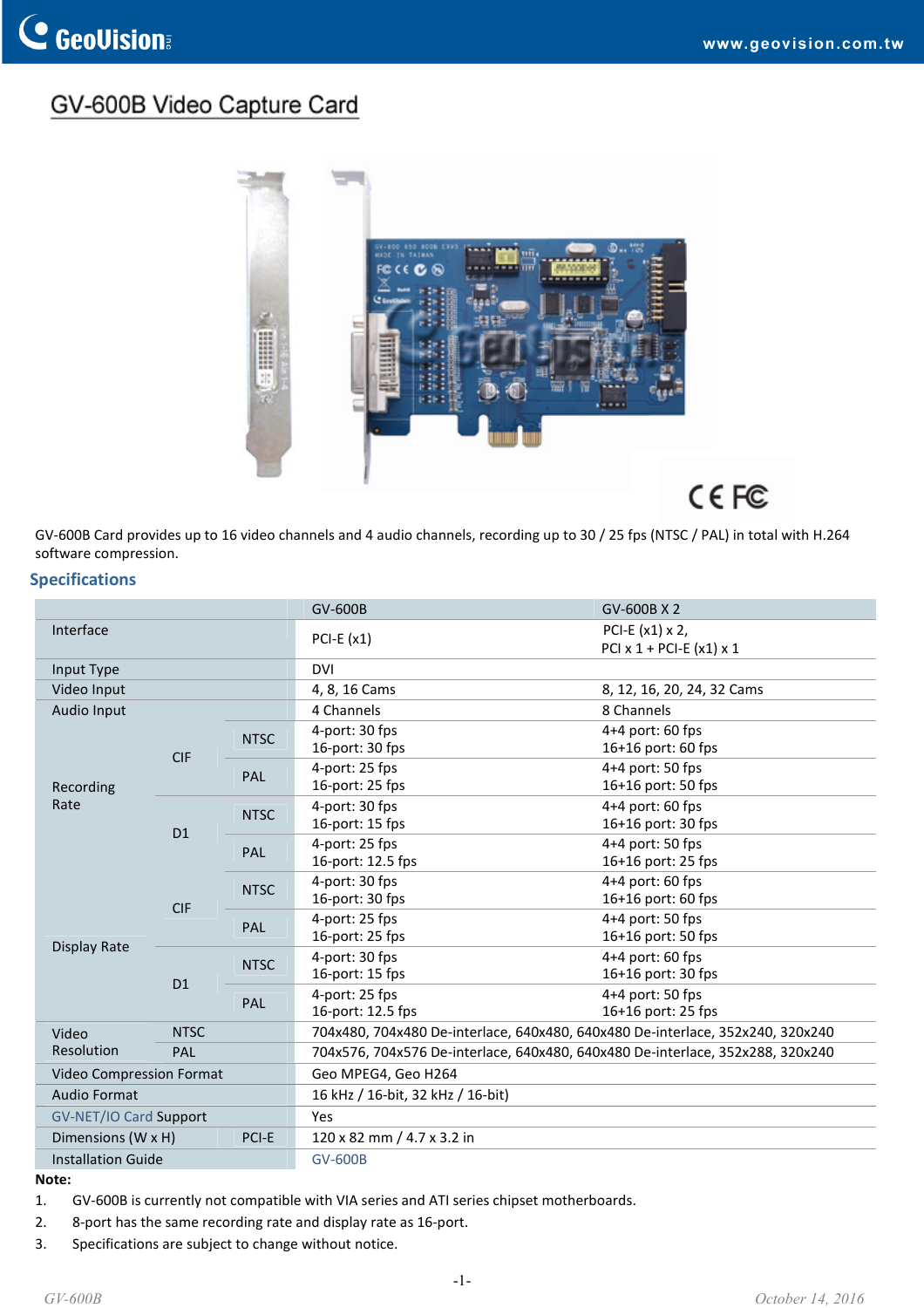# GV-600B Video Capture Card

GV-600B Card provides up to 16 video channels and 4 audio channels, recording up to 30 / 25 fps (NTSC / PAL) in total with H.264 software compression.

## Specifications

| | | | GV-600B | GV-600B X 2 |
|---|---|---|---|---|
| Interface | | | PCI-E (x1) | PCI-E (x1) x 2,<br>PCI x 1 + PCI-E (x1) x 1 |
| Input Type | | | DVI | |
| Video Input | | | 4, 8, 16 Cams | 8, 12, 16, 20, 24, 32 Cams |
| Audio Input | | | 4 Channels | 8 Channels |
| Recording Rate | CIF | NTSC | 4-port: 30 fps<br>16-port: 30 fps | 4+4 port: 60 fps<br>16+16 port: 60 fps |
| | | PAL | 4-port: 25 fps<br>16-port: 25 fps | 4+4 port: 50 fps<br>16+16 port: 50 fps |
| | D1 | NTSC | 4-port: 30 fps<br>16-port: 15 fps | 4+4 port: 60 fps<br>16+16 port: 30 fps |
| | | PAL | 4-port: 25 fps<br>16-port: 12.5 fps | 4+4 port: 50 fps<br>16+16 port: 25 fps |
| Display Rate | CIF | NTSC | 4-port: 30 fps<br>16-port: 30 fps | 4+4 port: 60 fps<br>16+16 port: 60 fps |
| | | PAL | 4-port: 25 fps<br>16-port: 25 fps | 4+4 port: 50 fps<br>16+16 port: 50 fps |
| | D1 | NTSC | 4-port: 30 fps<br>16-port: 15 fps | 4+4 port: 60 fps<br>16+16 port: 30 fps |
| | | PAL | 4-port: 25 fps<br>16-port: 12.5 fps | 4+4 port: 50 fps<br>16+16 port: 25 fps |
| Video Resolution | NTSC | | 704x480, 704x480 De-interlace, 640x480, 640x480 De-interlace, 352x240, 320x240 | |
| | PAL | | 704x576, 704x576 De-interlace, 640x480, 640x480 De-interlace, 352x288, 320x240 | |
| Video Compression Format | | | Geo MPEG4, Geo H264 | |
| Audio Format | | | 16 kHz / 16-bit, 32 kHz / 16-bit) | |
| GV-NET/IO Card Support | | | Yes | |
| Dimensions (W x H) | | PCI-E | 120 x 82 mm / 4.7 x 3.2 in | |
| Installation Guide | | | GV-600B | |

**Note:**

1. GV-600B is currently not compatible with VIA series and ATI series chipset motherboards.
2. 8-port has the same recording rate and display rate as 16-port.
3. Specifications are subject to change without notice.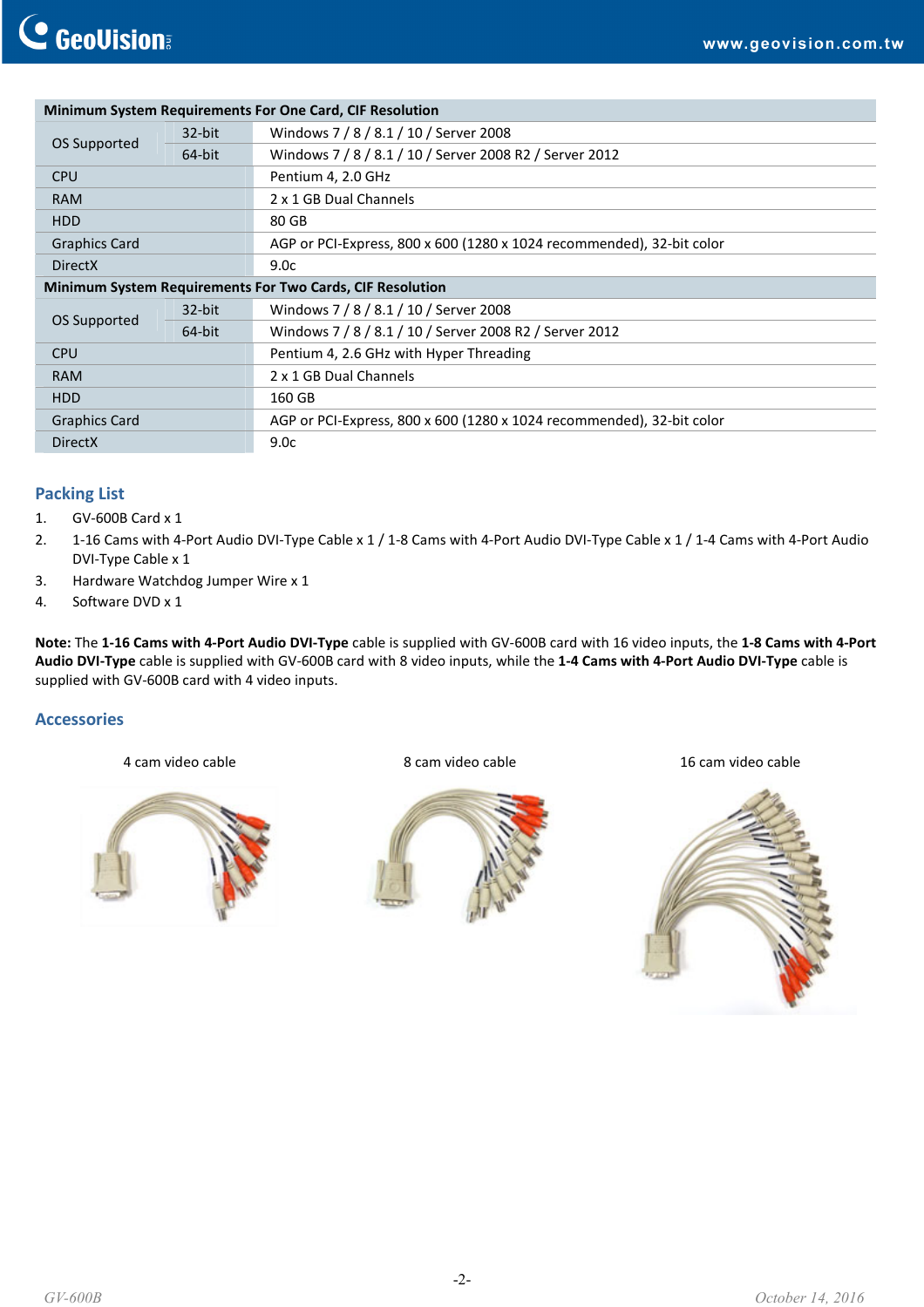| | | |
|---|---|---|
| **Minimum System Requirements For One Card, CIF Resolution** | | |
| OS Supported | 32-bit | Windows 7 / 8 / 8.1 / 10 / Server 2008 |
| | 64-bit | Windows 7 / 8 / 8.1 / 10 / Server 2008 R2 / Server 2012 |
| CPU | | Pentium 4, 2.0 GHz |
| RAM | | 2 x 1 GB Dual Channels |
| HDD | | 80 GB |
| Graphics Card | | AGP or PCI-Express, 800 x 600 (1280 x 1024 recommended), 32-bit color |
| DirectX | | 9.0c |
| **Minimum System Requirements For Two Cards, CIF Resolution** | | |
| OS Supported | 32-bit | Windows 7 / 8 / 8.1 / 10 / Server 2008 |
| | 64-bit | Windows 7 / 8 / 8.1 / 10 / Server 2008 R2 / Server 2012 |
| CPU | | Pentium 4, 2.6 GHz with Hyper Threading |
| RAM | | 2 x 1 GB Dual Channels |
| HDD | | 160 GB |
| Graphics Card | | AGP or PCI-Express, 800 x 600 (1280 x 1024 recommended), 32-bit color |
| DirectX | | 9.0c |

## Packing List

1. GV-600B Card x 1
2. 1-16 Cams with 4-Port Audio DVI-Type Cable x 1 / 1-8 Cams with 4-Port Audio DVI-Type Cable x 1 / 1-4 Cams with 4-Port Audio DVI-Type Cable x 1
3. Hardware Watchdog Jumper Wire x 1
4. Software DVD x 1

**Note:** The **1-16 Cams with 4-Port Audio DVI-Type** cable is supplied with GV-600B card with 16 video inputs, the **1-8 Cams with 4-Port Audio DVI-Type** cable is supplied with GV-600B card with 8 video inputs, while the **1-4 Cams with 4-Port Audio DVI-Type** cable is supplied with GV-600B card with 4 video inputs.

## Accessories

4 cam video cable

8 cam video cable

16 cam video cable